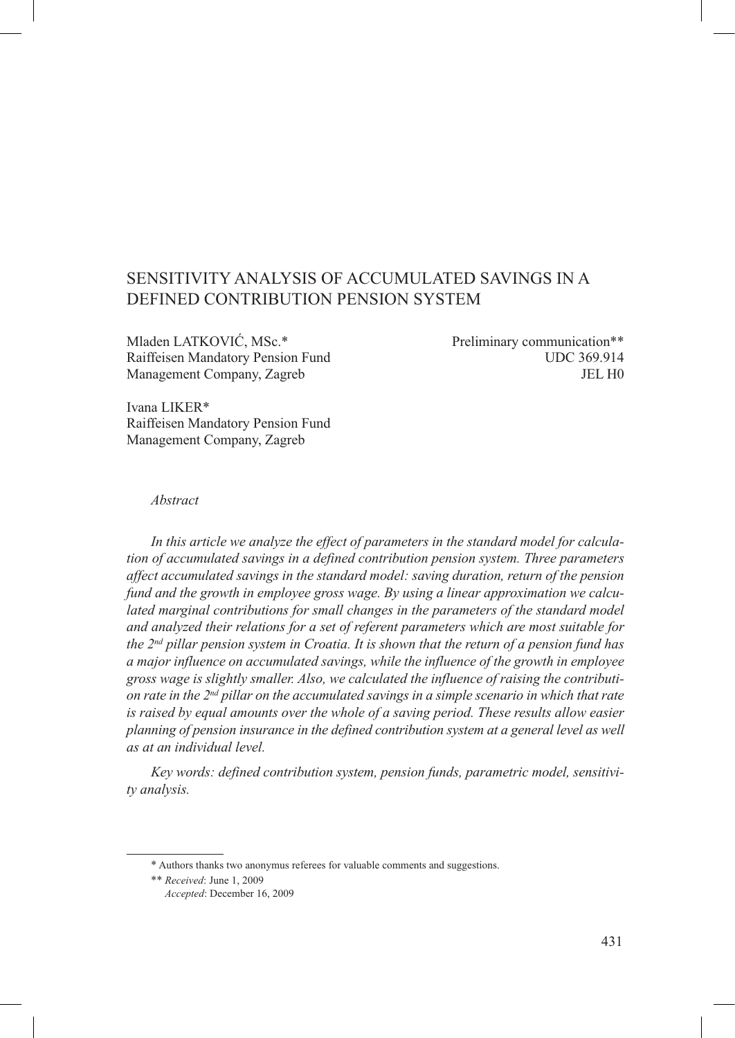# SENSITIVITY ANALYSIS OF ACCUMULATED SAVINGS IN A DEFINED CONTRIBUTION PENSION SYSTEM

Mladen LATKOVIĆ, MSc.*
Raiffeisen Mandatory Pension Fund Management Company, Zagreb

Ivana LIKER*
Raiffeisen Mandatory Pension Fund Management Company, Zagreb

Preliminary communication**
UDC 369.914
JEL H0

*Abstract*

*In this article we analyze the effect of parameters in the standard model for calculation of accumulated savings in a defined contribution pension system. Three parameters affect accumulated savings in the standard model: saving duration, return of the pension fund and the growth in employee gross wage. By using a linear approximation we calculated marginal contributions for small changes in the parameters of the standard model and analyzed their relations for a set of referent parameters which are most suitable for the 2nd pillar pension system in Croatia. It is shown that the return of a pension fund has a major influence on accumulated savings, while the influence of the growth in employee gross wage is slightly smaller. Also, we calculated the influence of raising the contribution rate in the 2nd pillar on the accumulated savings in a simple scenario in which that rate is raised by equal amounts over the whole of a saving period. These results allow easier planning of pension insurance in the defined contribution system at a general level as well as at an individual level.*

*Key words: defined contribution system, pension funds, parametric model, sensitivity analysis.*

---

\* Authors thanks two anonymus referees for valuable comments and suggestions.

\** *Received*: June 1, 2009
*Accepted*: December 16, 2009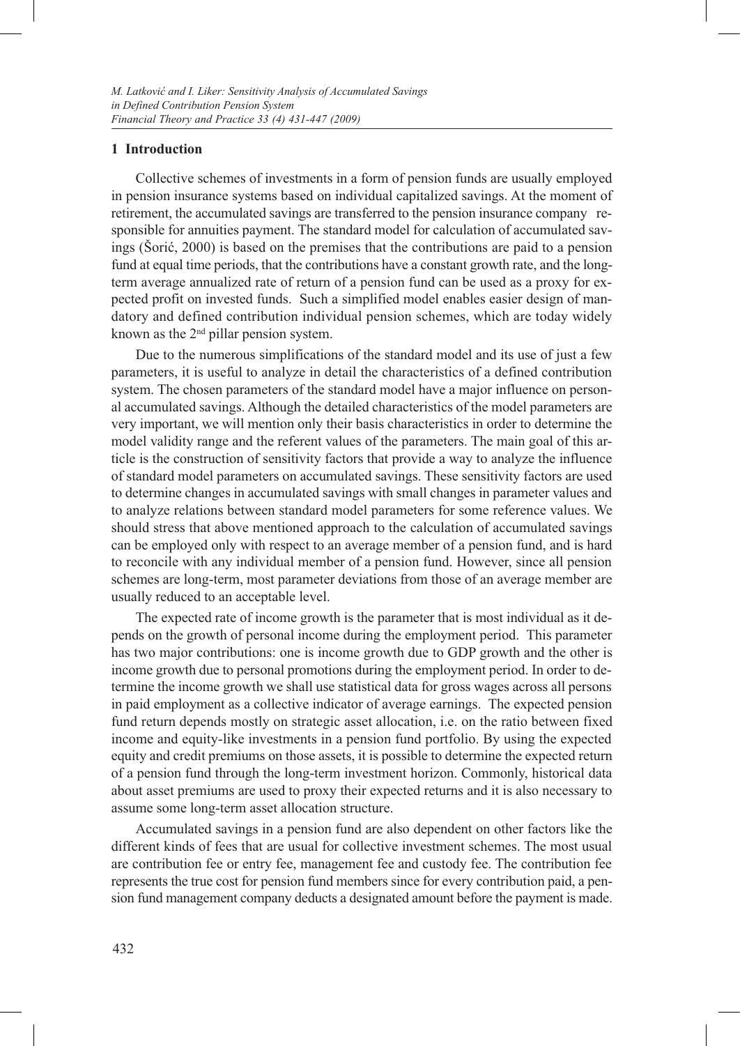## 1 Introduction

Collective schemes of investments in a form of pension funds are usually employed in pension insurance systems based on individual capitalized savings. At the moment of retirement, the accumulated savings are transferred to the pension insurance company responsible for annuities payment. The standard model for calculation of accumulated savings (Šorić, 2000) is based on the premises that the contributions are paid to a pension fund at equal time periods, that the contributions have a constant growth rate, and the long-term average annualized rate of return of a pension fund can be used as a proxy for expected profit on invested funds. Such a simplified model enables easier design of mandatory and defined contribution individual pension schemes, which are today widely known as the 2nd pillar pension system.

Due to the numerous simplifications of the standard model and its use of just a few parameters, it is useful to analyze in detail the characteristics of a defined contribution system. The chosen parameters of the standard model have a major influence on personal accumulated savings. Although the detailed characteristics of the model parameters are very important, we will mention only their basis characteristics in order to determine the model validity range and the referent values of the parameters. The main goal of this article is the construction of sensitivity factors that provide a way to analyze the influence of standard model parameters on accumulated savings. These sensitivity factors are used to determine changes in accumulated savings with small changes in parameter values and to analyze relations between standard model parameters for some reference values. We should stress that above mentioned approach to the calculation of accumulated savings can be employed only with respect to an average member of a pension fund, and is hard to reconcile with any individual member of a pension fund. However, since all pension schemes are long-term, most parameter deviations from those of an average member are usually reduced to an acceptable level.

The expected rate of income growth is the parameter that is most individual as it depends on the growth of personal income during the employment period. This parameter has two major contributions: one is income growth due to GDP growth and the other is income growth due to personal promotions during the employment period. In order to determine the income growth we shall use statistical data for gross wages across all persons in paid employment as a collective indicator of average earnings. The expected pension fund return depends mostly on strategic asset allocation, i.e. on the ratio between fixed income and equity-like investments in a pension fund portfolio. By using the expected equity and credit premiums on those assets, it is possible to determine the expected return of a pension fund through the long-term investment horizon. Commonly, historical data about asset premiums are used to proxy their expected returns and it is also necessary to assume some long-term asset allocation structure.

Accumulated savings in a pension fund are also dependent on other factors like the different kinds of fees that are usual for collective investment schemes. The most usual are contribution fee or entry fee, management fee and custody fee. The contribution fee represents the true cost for pension fund members since for every contribution paid, a pension fund management company deducts a designated amount before the payment is made.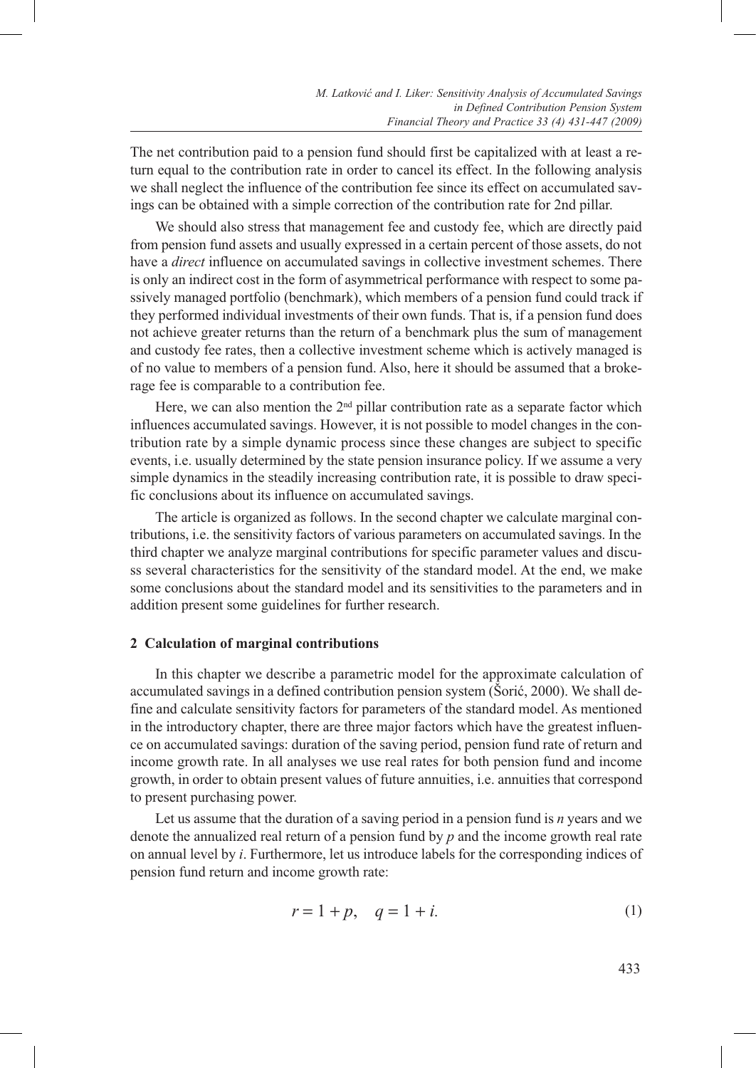The net contribution paid to a pension fund should first be capitalized with at least a return equal to the contribution rate in order to cancel its effect. In the following analysis we shall neglect the influence of the contribution fee since its effect on accumulated savings can be obtained with a simple correction of the contribution rate for 2nd pillar.

We should also stress that management fee and custody fee, which are directly paid from pension fund assets and usually expressed in a certain percent of those assets, do not have a *direct* influence on accumulated savings in collective investment schemes. There is only an indirect cost in the form of asymmetrical performance with respect to some passively managed portfolio (benchmark), which members of a pension fund could track if they performed individual investments of their own funds. That is, if a pension fund does not achieve greater returns than the return of a benchmark plus the sum of management and custody fee rates, then a collective investment scheme which is actively managed is of no value to members of a pension fund. Also, here it should be assumed that a brokerage fee is comparable to a contribution fee.

Here, we can also mention the 2nd pillar contribution rate as a separate factor which influences accumulated savings. However, it is not possible to model changes in the contribution rate by a simple dynamic process since these changes are subject to specific events, i.e. usually determined by the state pension insurance policy. If we assume a very simple dynamics in the steadily increasing contribution rate, it is possible to draw specific conclusions about its influence on accumulated savings.

The article is organized as follows. In the second chapter we calculate marginal contributions, i.e. the sensitivity factors of various parameters on accumulated savings. In the third chapter we analyze marginal contributions for specific parameter values and discuss several characteristics for the sensitivity of the standard model. At the end, we make some conclusions about the standard model and its sensitivities to the parameters and in addition present some guidelines for further research.

## 2 Calculation of marginal contributions

In this chapter we describe a parametric model for the approximate calculation of accumulated savings in a defined contribution pension system (Šorić, 2000). We shall define and calculate sensitivity factors for parameters of the standard model. As mentioned in the introductory chapter, there are three major factors which have the greatest influence on accumulated savings: duration of the saving period, pension fund rate of return and income growth rate. In all analyses we use real rates for both pension fund and income growth, in order to obtain present values of future annuities, i.e. annuities that correspond to present purchasing power.

Let us assume that the duration of a saving period in a pension fund is $n$ years and we denote the annualized real return of a pension fund by $p$ and the income growth real rate on annual level by $i$. Furthermore, let us introduce labels for the corresponding indices of pension fund return and income growth rate:

$$r = 1 + p, \quad q = 1 + i. \tag{1}$$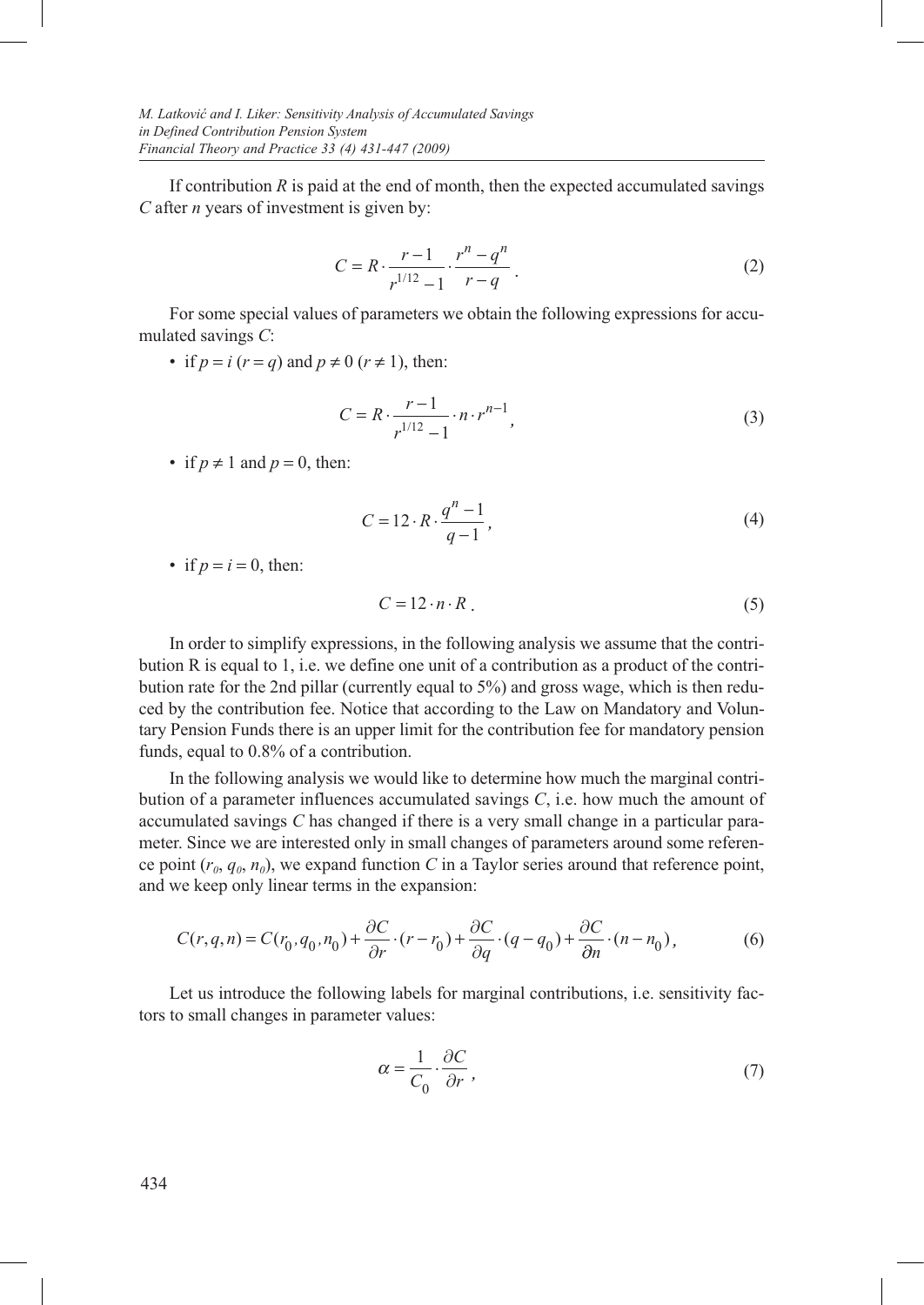If contribution $R$ is paid at the end of month, then the expected accumulated savings $C$ after $n$ years of investment is given by:

$$C = R \cdot \frac{r-1}{r^{1/12}-1} \cdot \frac{r^n - q^n}{r-q} \,. \tag{2}$$

For some special values of parameters we obtain the following expressions for accumulated savings $C$:

- if $p = i$ ($r = q$) and $p \neq 0$ ($r \neq 1$), then:

$$C = R \cdot \frac{r-1}{r^{1/12}-1} \cdot n \cdot r^{n-1}, \tag{3}$$

- if $p \neq 1$ and $p = 0$, then:

$$C = 12 \cdot R \cdot \frac{q^n - 1}{q-1}, \tag{4}$$

- if $p = i = 0$, then:

$$C = 12 \cdot n \cdot R \,. \tag{5}$$

In order to simplify expressions, in the following analysis we assume that the contribution R is equal to 1, i.e. we define one unit of a contribution as a product of the contribution rate for the 2nd pillar (currently equal to 5%) and gross wage, which is then reduced by the contribution fee. Notice that according to the Law on Mandatory and Voluntary Pension Funds there is an upper limit for the contribution fee for mandatory pension funds, equal to 0.8% of a contribution.

In the following analysis we would like to determine how much the marginal contribution of a parameter influences accumulated savings $C$, i.e. how much the amount of accumulated savings $C$ has changed if there is a very small change in a particular parameter. Since we are interested only in small changes of parameters around some reference point ($r_0$, $q_0$, $n_0$), we expand function $C$ in a Taylor series around that reference point, and we keep only linear terms in the expansion:

$$C(r,q,n) = C(r_0, q_0, n_0) + \frac{\partial C}{\partial r} \cdot (r - r_0) + \frac{\partial C}{\partial q} \cdot (q - q_0) + \frac{\partial C}{\partial n} \cdot (n - n_0), \tag{6}$$

Let us introduce the following labels for marginal contributions, i.e. sensitivity factors to small changes in parameter values:

$$\alpha = \frac{1}{C_0} \cdot \frac{\partial C}{\partial r}, \tag{7}$$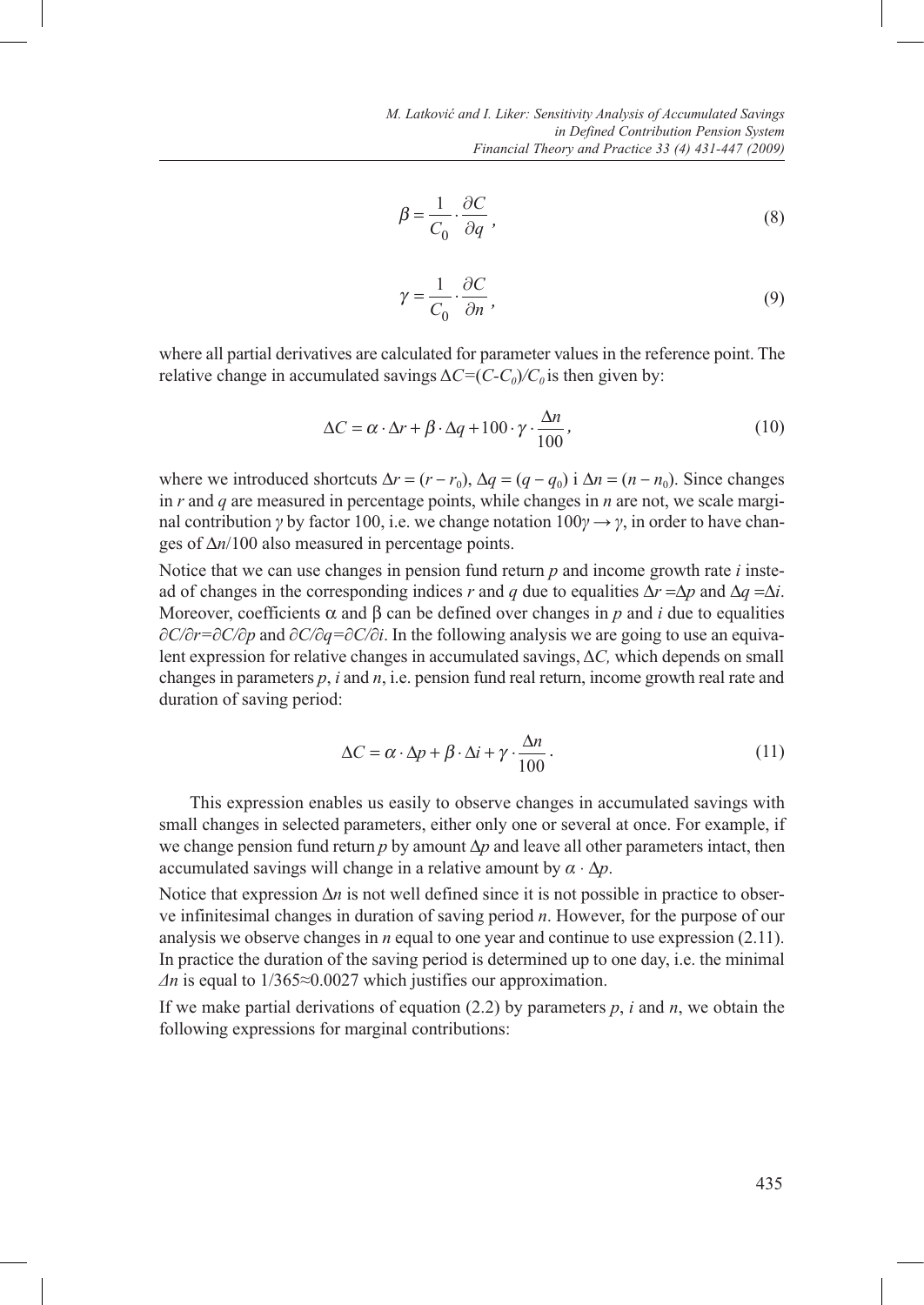$$\beta = \frac{1}{C_0} \cdot \frac{\partial C}{\partial q}, \tag{8}$$

$$\gamma = \frac{1}{C_0} \cdot \frac{\partial C}{\partial n}, \tag{9}$$

where all partial derivatives are calculated for parameter values in the reference point. The relative change in accumulated savings $\Delta C=(C-C_0)/C_0$ is then given by:

$$\Delta C = \alpha \cdot \Delta r + \beta \cdot \Delta q + 100 \cdot \gamma \cdot \frac{\Delta n}{100}, \tag{10}$$

where we introduced shortcuts $\Delta r = (r - r_0)$, $\Delta q = (q - q_0)$ i $\Delta n = (n - n_0)$. Since changes in $r$ and $q$ are measured in percentage points, while changes in $n$ are not, we scale marginal contribution $\gamma$ by factor 100, i.e. we change notation $100\gamma \rightarrow \gamma$, in order to have changes of $\Delta n/100$ also measured in percentage points.

Notice that we can use changes in pension fund return $p$ and income growth rate $i$ instead of changes in the corresponding indices $r$ and $q$ due to equalities $\Delta r = \Delta p$ and $\Delta q = \Delta i$. Moreover, coefficients $\alpha$ and $\beta$ can be defined over changes in $p$ and $i$ due to equalities $\partial C/\partial r = \partial C/\partial p$ and $\partial C/\partial q = \partial C/\partial i$. In the following analysis we are going to use an equivalent expression for relative changes in accumulated savings, $\Delta C$, which depends on small changes in parameters $p$, $i$ and $n$, i.e. pension fund real return, income growth real rate and duration of saving period:

$$\Delta C = \alpha \cdot \Delta p + \beta \cdot \Delta i + \gamma \cdot \frac{\Delta n}{100}. \tag{11}$$

This expression enables us easily to observe changes in accumulated savings with small changes in selected parameters, either only one or several at once. For example, if we change pension fund return $p$ by amount $\Delta p$ and leave all other parameters intact, then accumulated savings will change in a relative amount by $\alpha \cdot \Delta p$.

Notice that expression $\Delta n$ is not well defined since it is not possible in practice to observe infinitesimal changes in duration of saving period $n$. However, for the purpose of our analysis we observe changes in $n$ equal to one year and continue to use expression (2.11). In practice the duration of the saving period is determined up to one day, i.e. the minimal $\Delta n$ is equal to $1/365 \approx 0.0027$ which justifies our approximation.

If we make partial derivations of equation (2.2) by parameters $p$, $i$ and $n$, we obtain the following expressions for marginal contributions: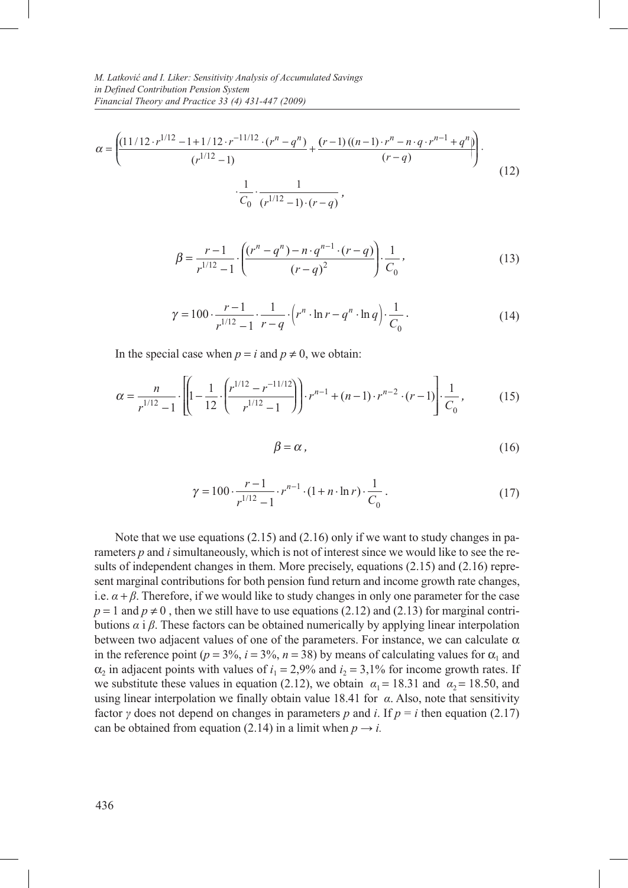$$\alpha = \left( \frac{(11/12 \cdot r^{1/12} - 1 + 1/12 \cdot r^{-11/12} \cdot (r^n - q^n)}{(r^{1/12} - 1)} + \frac{(r-1)((n-1) \cdot r^n - n \cdot q \cdot r^{n-1} + q^n)}{(r-q)} \right) \cdot \frac{1}{C_0} \cdot \frac{1}{(r^{1/12} - 1) \cdot (r-q)}, \tag{12}$$

$$\beta = \frac{r-1}{r^{1/12} - 1} \cdot \left( \frac{(r^n - q^n) - n \cdot q^{n-1} \cdot (r-q)}{(r-q)^2} \right) \cdot \frac{1}{C_0}, \tag{13}$$

$$\gamma = 100 \cdot \frac{r-1}{r^{1/12} - 1} \cdot \frac{1}{r-q} \cdot \left( r^n \cdot \ln r - q^n \cdot \ln q \right) \cdot \frac{1}{C_0}. \tag{14}$$

In the special case when $p = i$ and $p \neq 0$, we obtain:

$$\alpha = \frac{n}{r^{1/12} - 1} \cdot \left[ \left( 1 - \frac{1}{12} \cdot \left( \frac{r^{1/12} - r^{-11/12}}{r^{1/12} - 1} \right) \right) \cdot r^{n-1} + (n-1) \cdot r^{n-2} \cdot (r-1) \right] \cdot \frac{1}{C_0}, \tag{15}$$

$$\beta = \alpha, \tag{16}$$

$$\gamma = 100 \cdot \frac{r-1}{r^{1/12} - 1} \cdot r^{n-1} \cdot (1 + n \cdot \ln r) \cdot \frac{1}{C_0}. \tag{17}$$

Note that we use equations (2.15) and (2.16) only if we want to study changes in parameters $p$ and $i$ simultaneously, which is not of interest since we would like to see the results of independent changes in them. More precisely, equations (2.15) and (2.16) represent marginal contributions for both pension fund return and income growth rate changes, i.e. $\alpha + \beta$. Therefore, if we would like to study changes in only one parameter for the case $p = 1$ and $p \neq 0$, then we still have to use equations (2.12) and (2.13) for marginal contributions $\alpha$ i $\beta$. These factors can be obtained numerically by applying linear interpolation between two adjacent values of one of the parameters. For instance, we can calculate $\alpha$ in the reference point ($p = 3\%$, $i = 3\%$, $n = 38$) by means of calculating values for $\alpha_1$ and $\alpha_2$ in adjacent points with values of $i_1 = 2{,}9\%$ and $i_2 = 3{,}1\%$ for income growth rates. If we substitute these values in equation (2.12), we obtain $\alpha_1 = 18.31$ and $\alpha_2 = 18.50$, and using linear interpolation we finally obtain value 18.41 for $\alpha$. Also, note that sensitivity factor $\gamma$ does not depend on changes in parameters $p$ and $i$. If $p = i$ then equation (2.17) can be obtained from equation (2.14) in a limit when $p \rightarrow i$.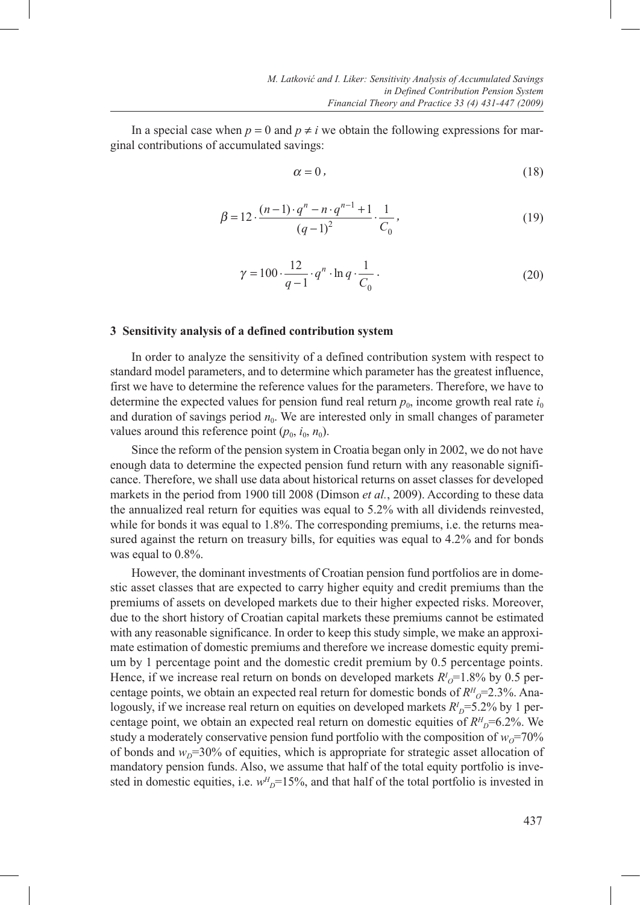In a special case when $p = 0$ and $p \neq i$ we obtain the following expressions for marginal contributions of accumulated savings:

$$\alpha = 0\,, \tag{18}$$

$$\beta = 12 \cdot \frac{(n-1)\cdot q^{n} - n\cdot q^{n-1} + 1}{(q-1)^{2}} \cdot \frac{1}{C_{0}}\,, \tag{19}$$

$$\gamma = 100 \cdot \frac{12}{q-1} \cdot q^{n} \cdot \ln q \cdot \frac{1}{C_{0}}\,. \tag{20}$$

## 3 Sensitivity analysis of a defined contribution system

In order to analyze the sensitivity of a defined contribution system with respect to standard model parameters, and to determine which parameter has the greatest influence, first we have to determine the reference values for the parameters. Therefore, we have to determine the expected values for pension fund real return $p_0$, income growth real rate $i_0$ and duration of savings period $n_0$. We are interested only in small changes of parameter values around this reference point ($p_0$, $i_0$, $n_0$).

Since the reform of the pension system in Croatia began only in 2002, we do not have enough data to determine the expected pension fund return with any reasonable significance. Therefore, we shall use data about historical returns on asset classes for developed markets in the period from 1900 till 2008 (Dimson *et al.*, 2009). According to these data the annualized real return for equities was equal to 5.2% with all dividends reinvested, while for bonds it was equal to 1.8%. The corresponding premiums, i.e. the returns measured against the return on treasury bills, for equities was equal to 4.2% and for bonds was equal to 0.8%.

However, the dominant investments of Croatian pension fund portfolios are in domestic asset classes that are expected to carry higher equity and credit premiums than the premiums of assets on developed markets due to their higher expected risks. Moreover, due to the short history of Croatian capital markets these premiums cannot be estimated with any reasonable significance. In order to keep this study simple, we make an approximate estimation of domestic premiums and therefore we increase domestic equity premium by 1 percentage point and the domestic credit premium by 0.5 percentage points. Hence, if we increase real return on bonds on developed markets $R^{I}_{O}$=1.8% by 0.5 percentage points, we obtain an expected real return for domestic bonds of $R^{H}_{O}$=2.3%. Analogously, if we increase real return on equities on developed markets $R^{I}_{D}$=5.2% by 1 percentage point, we obtain an expected real return on domestic equities of $R^{H}_{D}$=6.2%. We study a moderately conservative pension fund portfolio with the composition of $w_O$=70% of bonds and $w_D$=30% of equities, which is appropriate for strategic asset allocation of mandatory pension funds. Also, we assume that half of the total equity portfolio is invested in domestic equities, i.e. $w^{H}_{D}$=15%, and that half of the total portfolio is invested in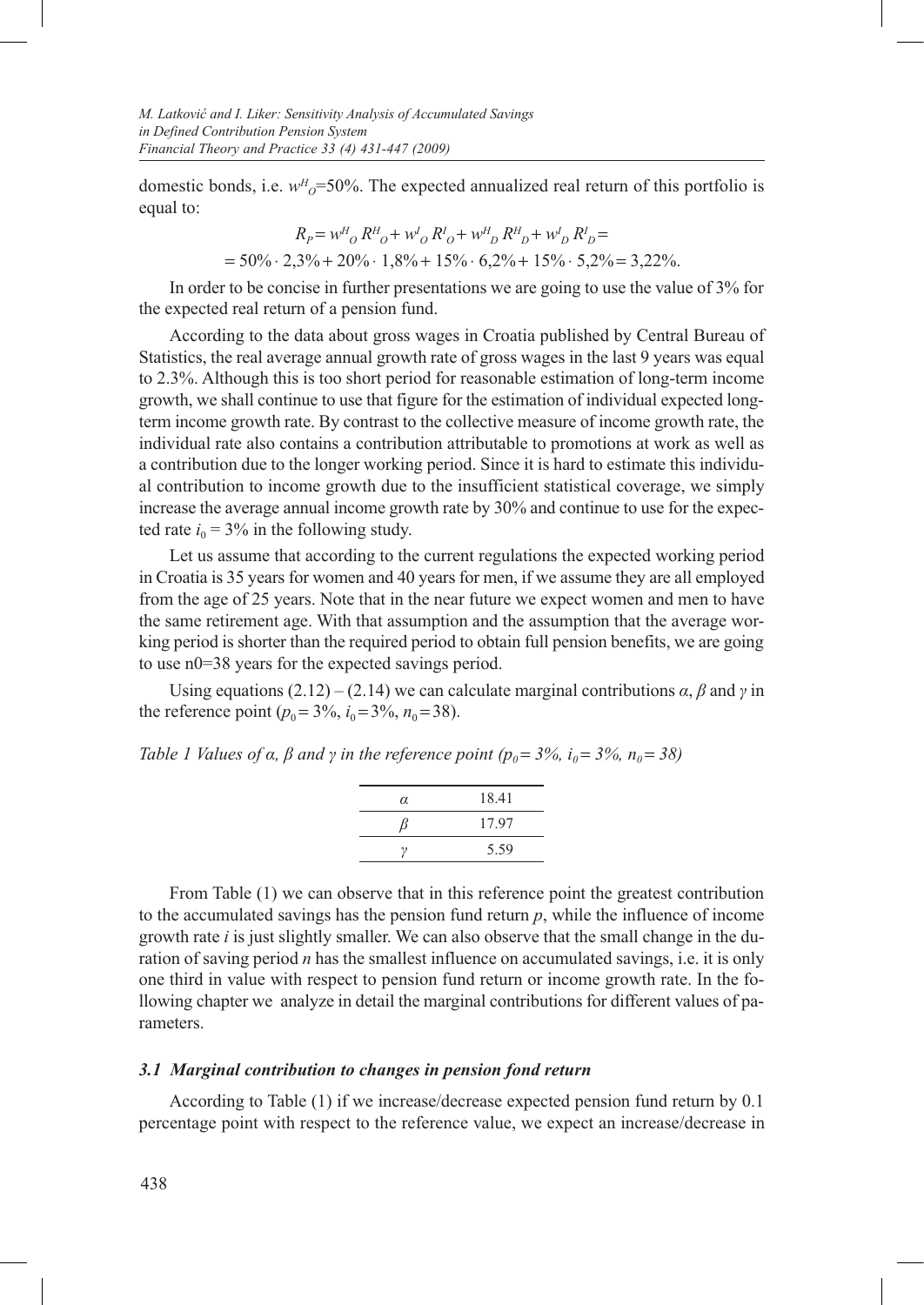domestic bonds, i.e. $w^H_O$=50%. The expected annualized real return of this portfolio is equal to:

$$R_P = w^H_O R^H_O + w^I_O R^I_O + w^H_D R^H_D + w^I_D R^I_D =$$
$$= 50\% \cdot 2{,}3\% + 20\% \cdot 1{,}8\% + 15\% \cdot 6{,}2\% + 15\% \cdot 5{,}2\% = 3{,}22\%.$$

In order to be concise in further presentations we are going to use the value of 3% for the expected real return of a pension fund.

According to the data about gross wages in Croatia published by Central Bureau of Statistics, the real average annual growth rate of gross wages in the last 9 years was equal to 2.3%. Although this is too short period for reasonable estimation of long-term income growth, we shall continue to use that figure for the estimation of individual expected long-term income growth rate. By contrast to the collective measure of income growth rate, the individual rate also contains a contribution attributable to promotions at work as well as a contribution due to the longer working period. Since it is hard to estimate this individual contribution to income growth due to the insufficient statistical coverage, we simply increase the average annual income growth rate by 30% and continue to use for the expected rate $i_0 = 3\%$ in the following study.

Let us assume that according to the current regulations the expected working period in Croatia is 35 years for women and 40 years for men, if we assume they are all employed from the age of 25 years. Note that in the near future we expect women and men to have the same retirement age. With that assumption and the assumption that the average working period is shorter than the required period to obtain full pension benefits, we are going to use n0=38 years for the expected savings period.

Using equations (2.12) – (2.14) we can calculate marginal contributions $\alpha$, $\beta$ and $\gamma$ in the reference point ($p_0 = 3\%$, $i_0 = 3\%$, $n_0 = 38$).

*Table 1 Values of $\alpha$, $\beta$ and $\gamma$ in the reference point ($p_0 = 3\%$, $i_0 = 3\%$, $n_0 = 38$)*

| | |
|---|---|
| $\alpha$ | 18.41 |
| $\beta$ | 17.97 |
| $\gamma$ | 5.59 |

From Table (1) we can observe that in this reference point the greatest contribution to the accumulated savings has the pension fund return $p$, while the influence of income growth rate $i$ is just slightly smaller. We can also observe that the small change in the duration of saving period $n$ has the smallest influence on accumulated savings, i.e. it is only one third in value with respect to pension fund return or income growth rate. In the following chapter we analyze in detail the marginal contributions for different values of parameters.

### *3.1 Marginal contribution to changes in pension fond return*

According to Table (1) if we increase/decrease expected pension fund return by 0.1 percentage point with respect to the reference value, we expect an increase/decrease in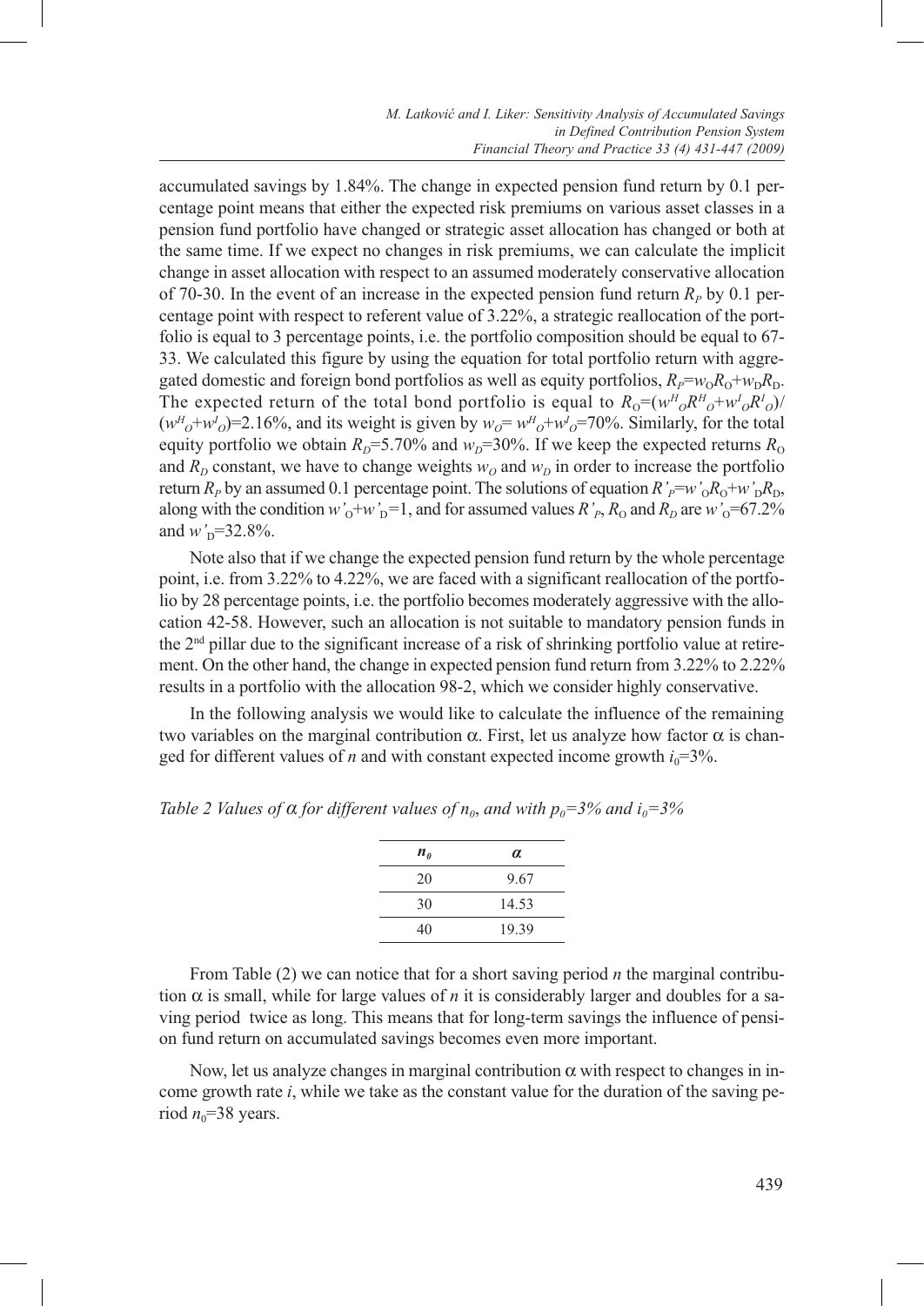accumulated savings by 1.84%. The change in expected pension fund return by 0.1 percentage point means that either the expected risk premiums on various asset classes in a pension fund portfolio have changed or strategic asset allocation has changed or both at the same time. If we expect no changes in risk premiums, we can calculate the implicit change in asset allocation with respect to an assumed moderately conservative allocation of 70-30. In the event of an increase in the expected pension fund return $R_P$ by 0.1 percentage point with respect to referent value of 3.22%, a strategic reallocation of the portfolio is equal to 3 percentage points, i.e. the portfolio composition should be equal to 67-33. We calculated this figure by using the equation for total portfolio return with aggregated domestic and foreign bond portfolios as well as equity portfolios, $R_P = w_O R_O + w_D R_D$. The expected return of the total bond portfolio is equal to $R_O = (w^H_O R^H_O + w^I_O R^I_O)/(w^H_O + w^I_O) = 2.16\%$, and its weight is given by $w_O = w^H_O + w^I_O = 70\%$. Similarly, for the total equity portfolio we obtain $R_D = 5.70\%$ and $w_D = 30\%$. If we keep the expected returns $R_O$ and $R_D$ constant, we have to change weights $w_O$ and $w_D$ in order to increase the portfolio return $R_P$ by an assumed 0.1 percentage point. The solutions of equation $R'_P = w'_O R_O + w'_D R_D$, along with the condition $w'_O + w'_D = 1$, and for assumed values $R'_P$, $R_O$ and $R_D$ are $w'_O = 67.2\%$ and $w'_D = 32.8\%$.

Note also that if we change the expected pension fund return by the whole percentage point, i.e. from 3.22% to 4.22%, we are faced with a significant reallocation of the portfolio by 28 percentage points, i.e. the portfolio becomes moderately aggressive with the allocation 42-58. However, such an allocation is not suitable to mandatory pension funds in the 2nd pillar due to the significant increase of a risk of shrinking portfolio value at retirement. On the other hand, the change in expected pension fund return from 3.22% to 2.22% results in a portfolio with the allocation 98-2, which we consider highly conservative.

In the following analysis we would like to calculate the influence of the remaining two variables on the marginal contribution $\alpha$. First, let us analyze how factor $\alpha$ is changed for different values of $n$ and with constant expected income growth $i_0 = 3\%$.

*Table 2 Values of $\alpha$ for different values of $n_0$, and with $p_0 = 3\%$ and $i_0 = 3\%$*

| $n_0$ | $\alpha$ |
|---|---|
| 20 | 9.67 |
| 30 | 14.53 |
| 40 | 19.39 |

From Table (2) we can notice that for a short saving period $n$ the marginal contribution $\alpha$ is small, while for large values of $n$ it is considerably larger and doubles for a saving period twice as long. This means that for long-term savings the influence of pension fund return on accumulated savings becomes even more important.

Now, let us analyze changes in marginal contribution $\alpha$ with respect to changes in income growth rate $i$, while we take as the constant value for the duration of the saving period $n_0 = 38$ years.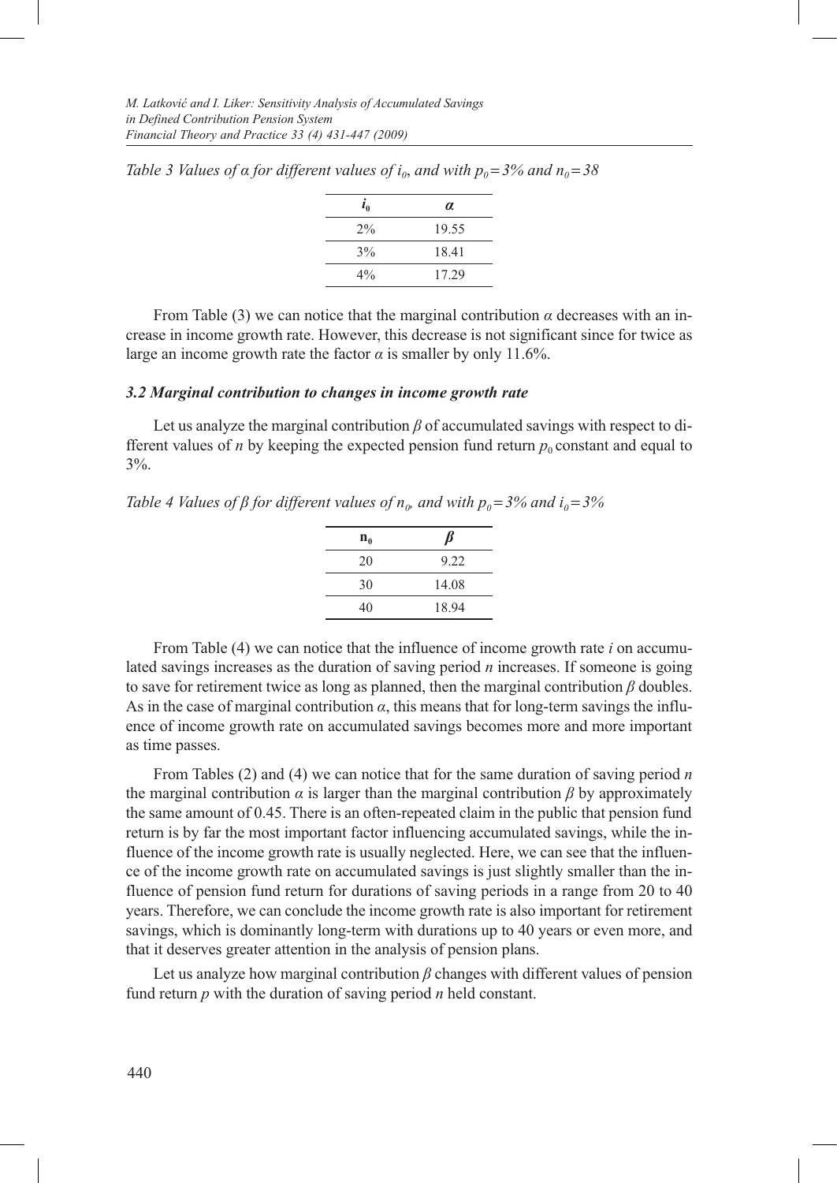*Table 3 Values of α for different values of $i_0$, and with $p_0 = 3\%$ and $n_0 = 38$*

| $i_0$ | $\alpha$ |
|---|---|
| 2% | 19.55 |
| 3% | 18.41 |
| 4% | 17.29 |

From Table (3) we can notice that the marginal contribution $\alpha$ decreases with an increase in income growth rate. However, this decrease is not significant since for twice as large an income growth rate the factor $\alpha$ is smaller by only 11.6%.

### *3.2 Marginal contribution to changes in income growth rate*

Let us analyze the marginal contribution $\beta$ of accumulated savings with respect to different values of $n$ by keeping the expected pension fund return $p_0$ constant and equal to 3%.

*Table 4 Values of β for different values of $n_0$, and with $p_0 = 3\%$ and $i_0 = 3\%$*

| $n_0$ | $\beta$ |
|---|---|
| 20 | 9.22 |
| 30 | 14.08 |
| 40 | 18.94 |

From Table (4) we can notice that the influence of income growth rate $i$ on accumulated savings increases as the duration of saving period $n$ increases. If someone is going to save for retirement twice as long as planned, then the marginal contribution $\beta$ doubles. As in the case of marginal contribution $\alpha$, this means that for long-term savings the influence of income growth rate on accumulated savings becomes more and more important as time passes.

From Tables (2) and (4) we can notice that for the same duration of saving period $n$ the marginal contribution $\alpha$ is larger than the marginal contribution $\beta$ by approximately the same amount of 0.45. There is an often-repeated claim in the public that pension fund return is by far the most important factor influencing accumulated savings, while the influence of the income growth rate is usually neglected. Here, we can see that the influence of the income growth rate on accumulated savings is just slightly smaller than the influence of pension fund return for durations of saving periods in a range from 20 to 40 years. Therefore, we can conclude the income growth rate is also important for retirement savings, which is dominantly long-term with durations up to 40 years or even more, and that it deserves greater attention in the analysis of pension plans.

Let us analyze how marginal contribution $\beta$ changes with different values of pension fund return $p$ with the duration of saving period $n$ held constant.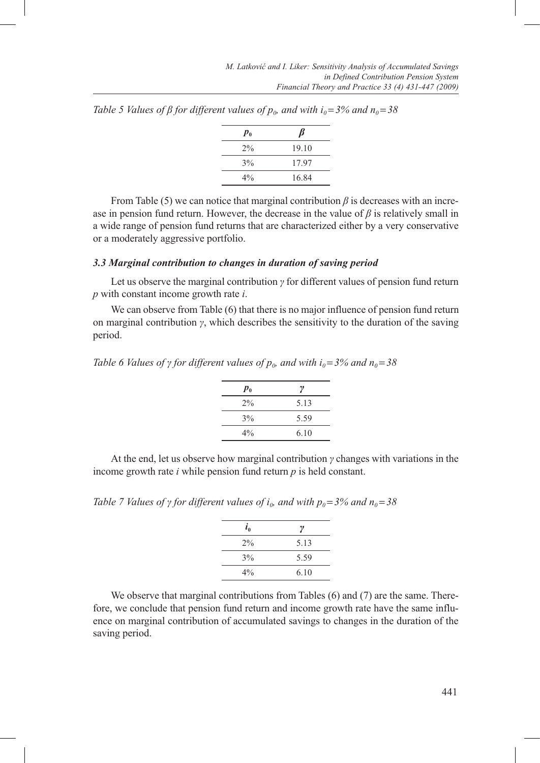*Table 5 Values of $\beta$ for different values of $p_0$, and with $i_0 = 3\%$ and $n_0 = 38$*

| $p_0$ | $\beta$ |
|---|---|
| 2% | 19.10 |
| 3% | 17.97 |
| 4% | 16.84 |

From Table (5) we can notice that marginal contribution $\beta$ is decreases with an increase in pension fund return. However, the decrease in the value of $\beta$ is relatively small in a wide range of pension fund returns that are characterized either by a very conservative or a moderately aggressive portfolio.

### *3.3 Marginal contribution to changes in duration of saving period*

Let us observe the marginal contribution $\gamma$ for different values of pension fund return $p$ with constant income growth rate $i$.

We can observe from Table (6) that there is no major influence of pension fund return on marginal contribution $\gamma$, which describes the sensitivity to the duration of the saving period.

*Table 6 Values of $\gamma$ for different values of $p_0$, and with $i_0 = 3\%$ and $n_0 = 38$*

| $p_0$ | $\gamma$ |
|---|---|
| 2% | 5.13 |
| 3% | 5.59 |
| 4% | 6.10 |

At the end, let us observe how marginal contribution $\gamma$ changes with variations in the income growth rate $i$ while pension fund return $p$ is held constant.

*Table 7 Values of $\gamma$ for different values of $i_0$, and with $p_0 = 3\%$ and $n_0 = 38$*

| $i_0$ | $\gamma$ |
|---|---|
| 2% | 5.13 |
| 3% | 5.59 |
| 4% | 6.10 |

We observe that marginal contributions from Tables (6) and (7) are the same. Therefore, we conclude that pension fund return and income growth rate have the same influence on marginal contribution of accumulated savings to changes in the duration of the saving period.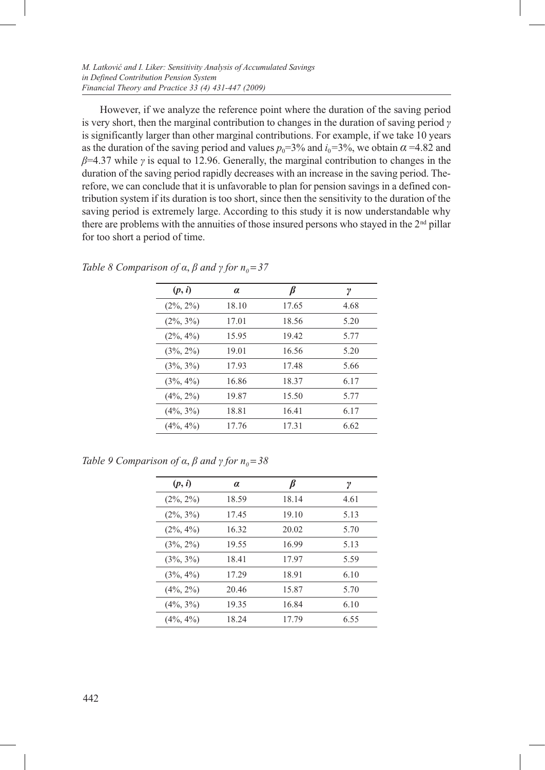However, if we analyze the reference point where the duration of the saving period is very short, then the marginal contribution to changes in the duration of saving period $\gamma$ is significantly larger than other marginal contributions. For example, if we take 10 years as the duration of the saving period and values $p_0$=3% and $i_0$=3%, we obtain $\alpha$ =4.82 and $\beta$=4.37 while $\gamma$ is equal to 12.96. Generally, the marginal contribution to changes in the duration of saving period rapidly decreases with an increase in the saving period. Therefore, we can conclude that it is unfavorable to plan for pension savings in a defined contribution system if its duration is too short, since then the sensitivity to the duration of the saving period is extremely large. According to this study it is now understandable why there are problems with the annuities of those insured persons who stayed in the 2nd pillar for too short a period of time.

*Table 8 Comparison of $\alpha$, $\beta$ and $\gamma$ for $n_0 = 37$*

| **(*p*, *i*)** | $\alpha$ | $\beta$ | $\gamma$ |
|---|---|---|---|
| (2%, 2%) | 18.10 | 17.65 | 4.68 |
| (2%, 3%) | 17.01 | 18.56 | 5.20 |
| (2%, 4%) | 15.95 | 19.42 | 5.77 |
| (3%, 2%) | 19.01 | 16.56 | 5.20 |
| (3%, 3%) | 17.93 | 17.48 | 5.66 |
| (3%, 4%) | 16.86 | 18.37 | 6.17 |
| (4%, 2%) | 19.87 | 15.50 | 5.77 |
| (4%, 3%) | 18.81 | 16.41 | 6.17 |
| (4%, 4%) | 17.76 | 17.31 | 6.62 |

*Table 9 Comparison of $\alpha$, $\beta$ and $\gamma$ for $n_0 = 38$*

| **(*p*, *i*)** | $\alpha$ | $\beta$ | $\gamma$ |
|---|---|---|---|
| (2%, 2%) | 18.59 | 18.14 | 4.61 |
| (2%, 3%) | 17.45 | 19.10 | 5.13 |
| (2%, 4%) | 16.32 | 20.02 | 5.70 |
| (3%, 2%) | 19.55 | 16.99 | 5.13 |
| (3%, 3%) | 18.41 | 17.97 | 5.59 |
| (3%, 4%) | 17.29 | 18.91 | 6.10 |
| (4%, 2%) | 20.46 | 15.87 | 5.70 |
| (4%, 3%) | 19.35 | 16.84 | 6.10 |
| (4%, 4%) | 18.24 | 17.79 | 6.55 |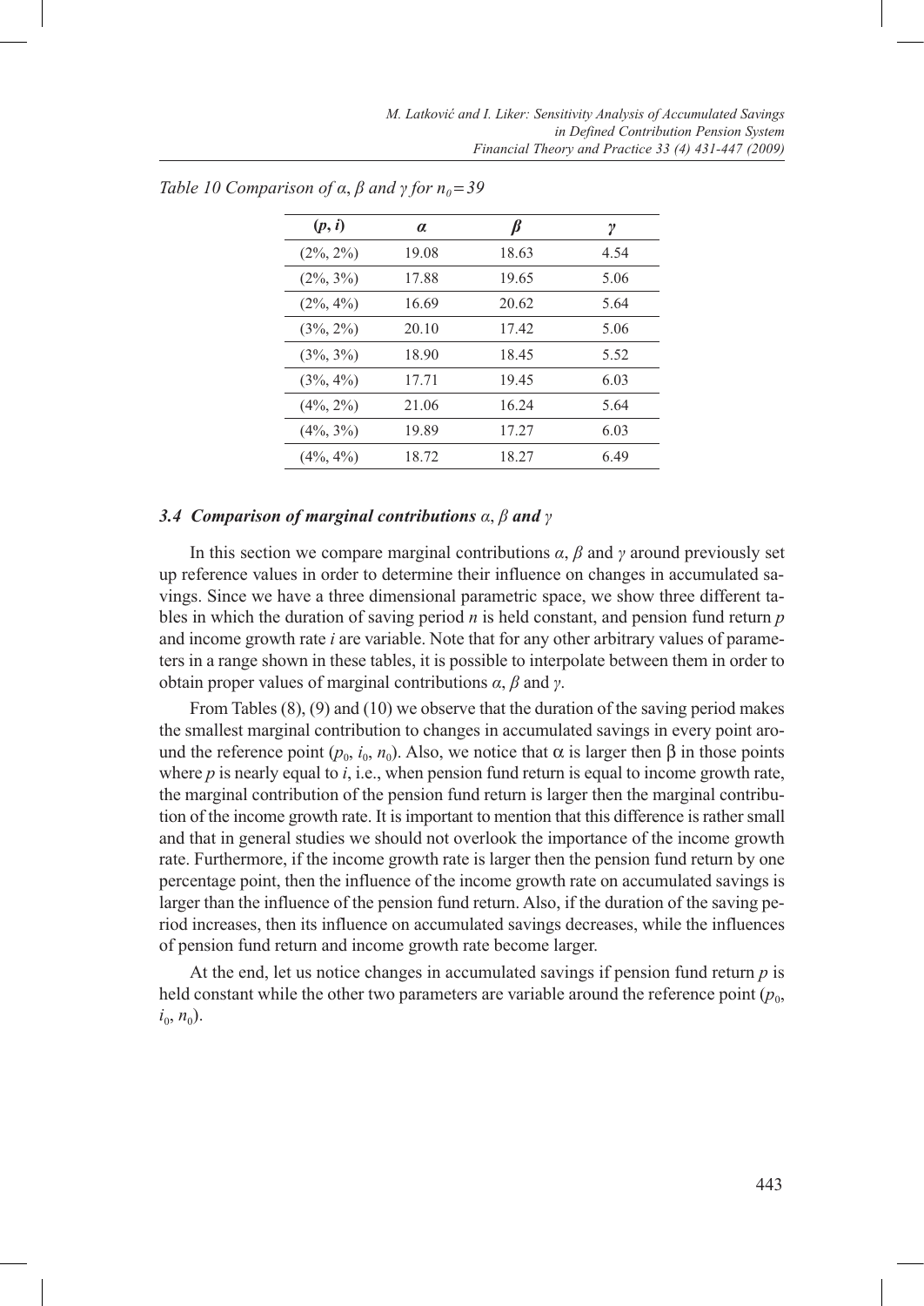*Table 10 Comparison of $\alpha$, $\beta$ and $\gamma$ for $n_0 = 39$*

| $(p, i)$ | $\alpha$ | $\beta$ | $\gamma$ |
|---|---|---|---|
| (2%, 2%) | 19.08 | 18.63 | 4.54 |
| (2%, 3%) | 17.88 | 19.65 | 5.06 |
| (2%, 4%) | 16.69 | 20.62 | 5.64 |
| (3%, 2%) | 20.10 | 17.42 | 5.06 |
| (3%, 3%) | 18.90 | 18.45 | 5.52 |
| (3%, 4%) | 17.71 | 19.45 | 6.03 |
| (4%, 2%) | 21.06 | 16.24 | 5.64 |
| (4%, 3%) | 19.89 | 17.27 | 6.03 |
| (4%, 4%) | 18.72 | 18.27 | 6.49 |

### *3.4 Comparison of marginal contributions $\alpha$, $\beta$ and $\gamma$*

In this section we compare marginal contributions $\alpha$, $\beta$ and $\gamma$ around previously set up reference values in order to determine their influence on changes in accumulated savings. Since we have a three dimensional parametric space, we show three different tables in which the duration of saving period $n$ is held constant, and pension fund return $p$ and income growth rate $i$ are variable. Note that for any other arbitrary values of parameters in a range shown in these tables, it is possible to interpolate between them in order to obtain proper values of marginal contributions $\alpha$, $\beta$ and $\gamma$.

From Tables (8), (9) and (10) we observe that the duration of the saving period makes the smallest marginal contribution to changes in accumulated savings in every point around the reference point ($p_0$, $i_0$, $n_0$). Also, we notice that $\alpha$ is larger then $\beta$ in those points where $p$ is nearly equal to $i$, i.e., when pension fund return is equal to income growth rate, the marginal contribution of the pension fund return is larger then the marginal contribution of the income growth rate. It is important to mention that this difference is rather small and that in general studies we should not overlook the importance of the income growth rate. Furthermore, if the income growth rate is larger then the pension fund return by one percentage point, then the influence of the income growth rate on accumulated savings is larger than the influence of the pension fund return. Also, if the duration of the saving period increases, then its influence on accumulated savings decreases, while the influences of pension fund return and income growth rate become larger.

At the end, let us notice changes in accumulated savings if pension fund return $p$ is held constant while the other two parameters are variable around the reference point ($p_0$, $i_0$, $n_0$).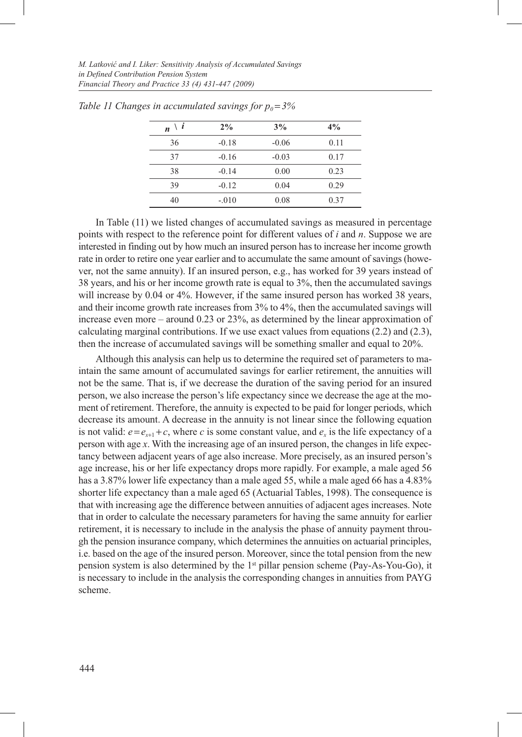*Table 11 Changes in accumulated savings for $p_0 = 3\%$*

| $n \setminus i$ | 2% | 3% | 4% |
|---|---|---|---|
| 36 | -0.18 | -0.06 | 0.11 |
| 37 | -0.16 | -0.03 | 0.17 |
| 38 | -0.14 | 0.00 | 0.23 |
| 39 | -0.12 | 0.04 | 0.29 |
| 40 | -.010 | 0.08 | 0.37 |

In Table (11) we listed changes of accumulated savings as measured in percentage points with respect to the reference point for different values of $i$ and $n$. Suppose we are interested in finding out by how much an insured person has to increase her income growth rate in order to retire one year earlier and to accumulate the same amount of savings (however, not the same annuity). If an insured person, e.g., has worked for 39 years instead of 38 years, and his or her income growth rate is equal to 3%, then the accumulated savings will increase by 0.04 or 4%. However, if the same insured person has worked 38 years, and their income growth rate increases from 3% to 4%, then the accumulated savings will increase even more – around 0.23 or 23%, as determined by the linear approximation of calculating marginal contributions. If we use exact values from equations (2.2) and (2.3), then the increase of accumulated savings will be something smaller and equal to 20%.

Although this analysis can help us to determine the required set of parameters to maintain the same amount of accumulated savings for earlier retirement, the annuities will not be the same. That is, if we decrease the duration of the saving period for an insured person, we also increase the person's life expectancy since we decrease the age at the moment of retirement. Therefore, the annuity is expected to be paid for longer periods, which decrease its amount. A decrease in the annuity is not linear since the following equation is not valid: $e = e_{x+1} + c$, where $c$ is some constant value, and $e_x$ is the life expectancy of a person with age $x$. With the increasing age of an insured person, the changes in life expectancy between adjacent years of age also increase. More precisely, as an insured person's age increase, his or her life expectancy drops more rapidly. For example, a male aged 56 has a 3.87% lower life expectancy than a male aged 55, while a male aged 66 has a 4.83% shorter life expectancy than a male aged 65 (Actuarial Tables, 1998). The consequence is that with increasing age the difference between annuities of adjacent ages increases. Note that in order to calculate the necessary parameters for having the same annuity for earlier retirement, it is necessary to include in the analysis the phase of annuity payment through the pension insurance company, which determines the annuities on actuarial principles, i.e. based on the age of the insured person. Moreover, since the total pension from the new pension system is also determined by the 1st pillar pension scheme (Pay-As-You-Go), it is necessary to include in the analysis the corresponding changes in annuities from PAYG scheme.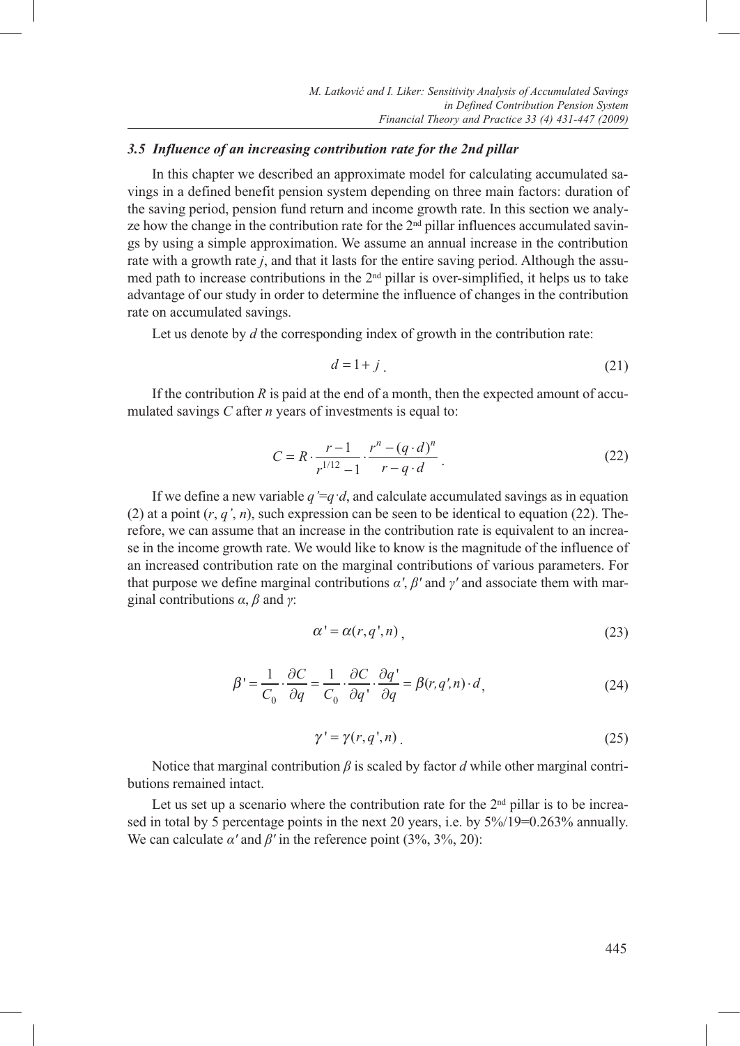### 3.5 Influence of an increasing contribution rate for the 2nd pillar

In this chapter we described an approximate model for calculating accumulated savings in a defined benefit pension system depending on three main factors: duration of the saving period, pension fund return and income growth rate. In this section we analyze how the change in the contribution rate for the 2nd pillar influences accumulated savings by using a simple approximation. We assume an annual increase in the contribution rate with a growth rate $j$, and that it lasts for the entire saving period. Although the assumed path to increase contributions in the 2nd pillar is over-simplified, it helps us to take advantage of our study in order to determine the influence of changes in the contribution rate on accumulated savings.

Let us denote by $d$ the corresponding index of growth in the contribution rate:

$$d = 1 + j \tag{21}$$

If the contribution $R$ is paid at the end of a month, then the expected amount of accumulated savings $C$ after $n$ years of investments is equal to:

$$C = R \cdot \frac{r-1}{r^{1/12}-1} \cdot \frac{r^n - (q \cdot d)^n}{r - q \cdot d} \tag{22}$$

If we define a new variable $q' = q \cdot d$, and calculate accumulated savings as in equation (2) at a point $(r, q', n)$, such expression can be seen to be identical to equation (22). Therefore, we can assume that an increase in the contribution rate is equivalent to an increase in the income growth rate. We would like to know is the magnitude of the influence of an increased contribution rate on the marginal contributions of various parameters. For that purpose we define marginal contributions $\alpha'$, $\beta'$ and $\gamma'$ and associate them with marginal contributions $\alpha$, $\beta$ and $\gamma$:

$$\alpha' = \alpha(r, q', n) \tag{23}$$

$$\beta' = \frac{1}{C_0} \cdot \frac{\partial C}{\partial q} = \frac{1}{C_0} \cdot \frac{\partial C}{\partial q'} \cdot \frac{\partial q'}{\partial q} = \beta(r, q', n) \cdot d \tag{24}$$

$$\gamma' = \gamma(r, q', n) \tag{25}$$

Notice that marginal contribution $\beta$ is scaled by factor $d$ while other marginal contributions remained intact.

Let us set up a scenario where the contribution rate for the 2nd pillar is to be increased in total by 5 percentage points in the next 20 years, i.e. by 5%/19=0.263% annually. We can calculate $\alpha'$ and $\beta'$ in the reference point (3%, 3%, 20):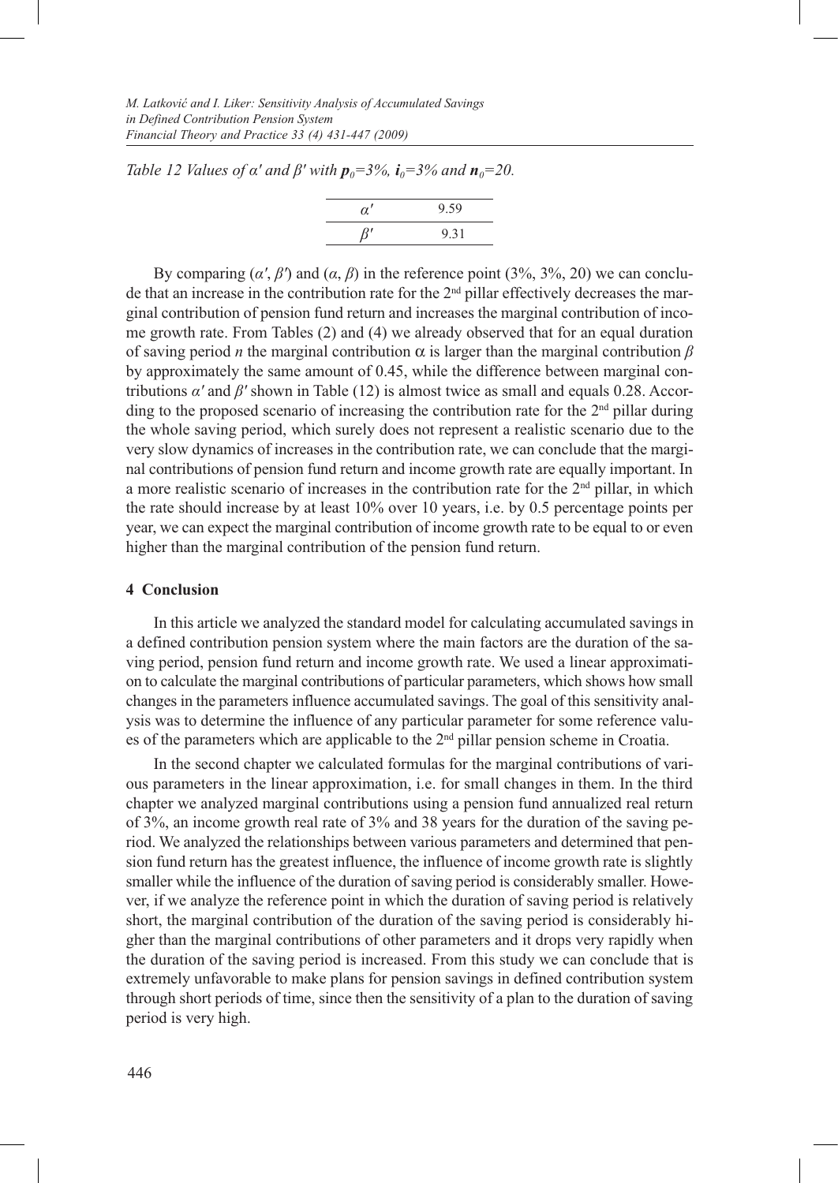*Table 12 Values of α′ and β′ with $p_0$=3%, $i_0$=3% and $n_0$=20.*

| | |
|---|---|
| $\alpha'$ | 9.59 |
| $\beta'$ | 9.31 |

By comparing ($\alpha'$, $\beta'$) and ($\alpha$, $\beta$) in the reference point (3%, 3%, 20) we can conclude that an increase in the contribution rate for the 2nd pillar effectively decreases the marginal contribution of pension fund return and increases the marginal contribution of income growth rate. From Tables (2) and (4) we already observed that for an equal duration of saving period $n$ the marginal contribution $\alpha$ is larger than the marginal contribution $\beta$ by approximately the same amount of 0.45, while the difference between marginal contributions $\alpha'$ and $\beta'$ shown in Table (12) is almost twice as small and equals 0.28. According to the proposed scenario of increasing the contribution rate for the 2nd pillar during the whole saving period, which surely does not represent a realistic scenario due to the very slow dynamics of increases in the contribution rate, we can conclude that the marginal contributions of pension fund return and income growth rate are equally important. In a more realistic scenario of increases in the contribution rate for the 2nd pillar, in which the rate should increase by at least 10% over 10 years, i.e. by 0.5 percentage points per year, we can expect the marginal contribution of income growth rate to be equal to or even higher than the marginal contribution of the pension fund return.

## 4 Conclusion

In this article we analyzed the standard model for calculating accumulated savings in a defined contribution pension system where the main factors are the duration of the saving period, pension fund return and income growth rate. We used a linear approximation to calculate the marginal contributions of particular parameters, which shows how small changes in the parameters influence accumulated savings. The goal of this sensitivity analysis was to determine the influence of any particular parameter for some reference values of the parameters which are applicable to the 2nd pillar pension scheme in Croatia.

In the second chapter we calculated formulas for the marginal contributions of various parameters in the linear approximation, i.e. for small changes in them. In the third chapter we analyzed marginal contributions using a pension fund annualized real return of 3%, an income growth real rate of 3% and 38 years for the duration of the saving period. We analyzed the relationships between various parameters and determined that pension fund return has the greatest influence, the influence of income growth rate is slightly smaller while the influence of the duration of saving period is considerably smaller. However, if we analyze the reference point in which the duration of saving period is relatively short, the marginal contribution of the duration of the saving period is considerably higher than the marginal contributions of other parameters and it drops very rapidly when the duration of the saving period is increased. From this study we can conclude that is extremely unfavorable to make plans for pension savings in defined contribution system through short periods of time, since then the sensitivity of a plan to the duration of saving period is very high.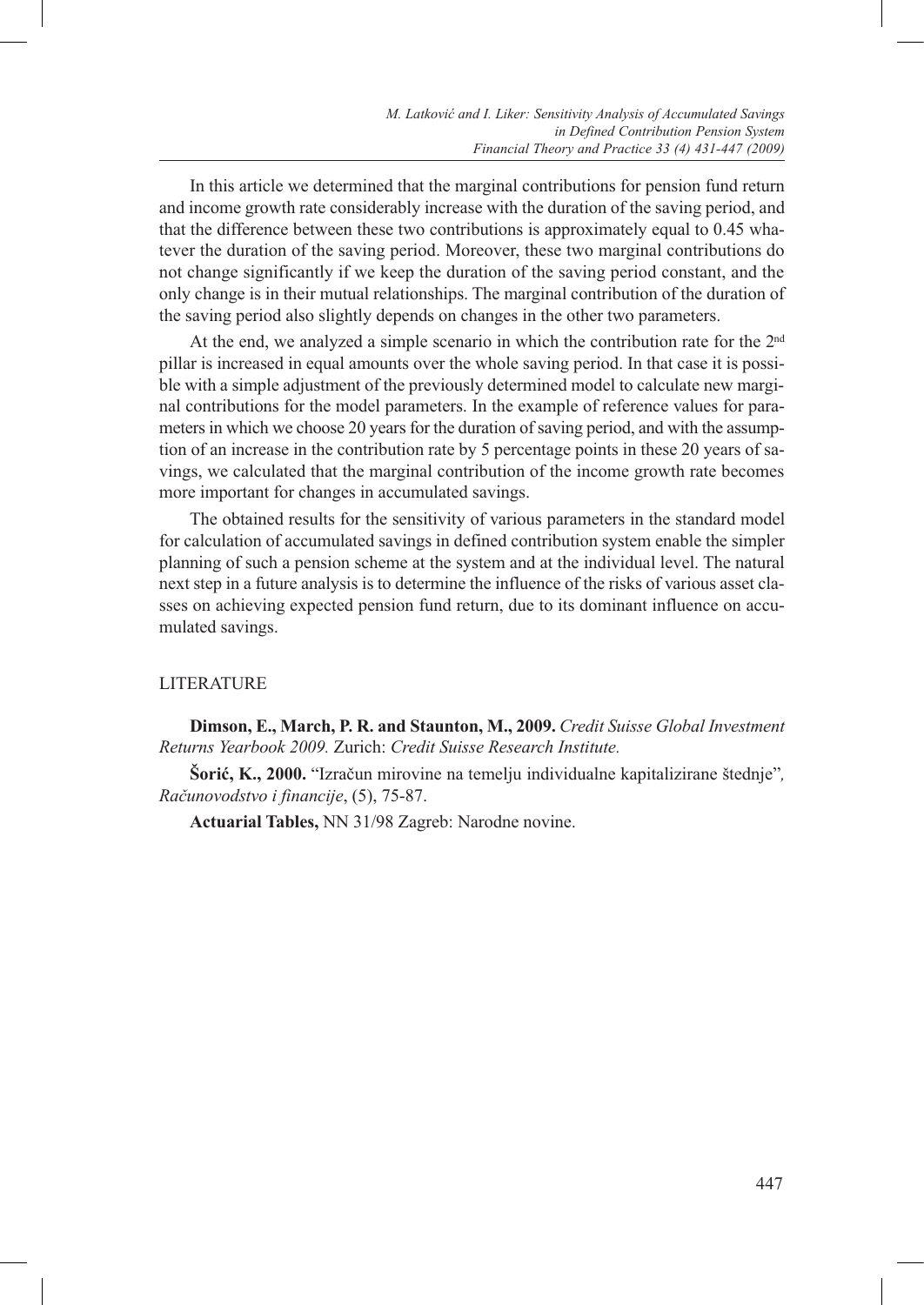In this article we determined that the marginal contributions for pension fund return and income growth rate considerably increase with the duration of the saving period, and that the difference between these two contributions is approximately equal to 0.45 whatever the duration of the saving period. Moreover, these two marginal contributions do not change significantly if we keep the duration of the saving period constant, and the only change is in their mutual relationships. The marginal contribution of the duration of the saving period also slightly depends on changes in the other two parameters.

At the end, we analyzed a simple scenario in which the contribution rate for the 2nd pillar is increased in equal amounts over the whole saving period. In that case it is possible with a simple adjustment of the previously determined model to calculate new marginal contributions for the model parameters. In the example of reference values for parameters in which we choose 20 years for the duration of saving period, and with the assumption of an increase in the contribution rate by 5 percentage points in these 20 years of savings, we calculated that the marginal contribution of the income growth rate becomes more important for changes in accumulated savings.

The obtained results for the sensitivity of various parameters in the standard model for calculation of accumulated savings in defined contribution system enable the simpler planning of such a pension scheme at the system and at the individual level. The natural next step in a future analysis is to determine the influence of the risks of various asset classes on achieving expected pension fund return, due to its dominant influence on accumulated savings.

## LITERATURE

**Dimson, E., March, P. R. and Staunton, M., 2009.** *Credit Suisse Global Investment Returns Yearbook 2009.* Zurich: *Credit Suisse Research Institute.*

**Šorić, K., 2000.** "Izračun mirovine na temelju individualne kapitalizirane štednje"*, Računovodstvo i financije*, (5), 75-87.

**Actuarial Tables,** NN 31/98 Zagreb: Narodne novine.